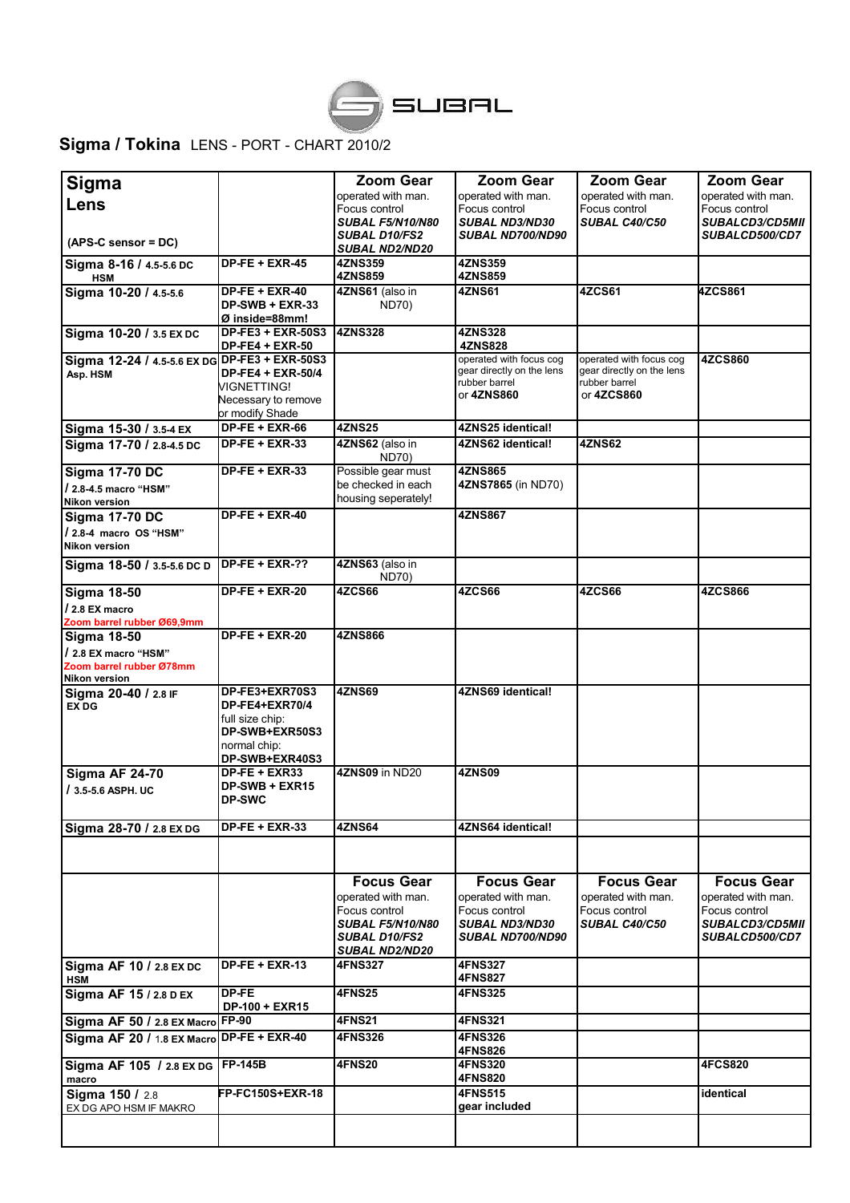SUBAL

## Sigma / Tokina LENS - PORT - CHART 2010/2

| **Sigma Lens** (APS-C sensor = DC) | | **Zoom Gear** operated with man. Focus control ***SUBAL F5/N10/N80 SUBAL D10/FS2 SUBAL ND2/ND20*** | **Zoom Gear** operated with man. Focus control ***SUBAL ND3/ND30 SUBAL ND700/ND90*** | **Zoom Gear** operated with man. Focus control ***SUBAL C40/C50*** | **Zoom Gear** operated with man. Focus control ***SUBALCD3/CD5MII SUBALCD500/CD7*** |
|---|---|---|---|---|---|
| **Sigma 8-16 / 4.5-5.6 DC HSM** | **DP-FE + EXR-45** | **4ZNS359 4ZNS859** | **4ZNS359 4ZNS859** | | |
| **Sigma 10-20 / 4.5-5.6** | **DP-FE + EXR-40 DP-SWB + EXR-33 Ø inside=88mm!** | **4ZNS61** (also in ND70) | **4ZNS61** | **4ZCS61** | **4ZCS861** |
| **Sigma 10-20 / 3.5 EX DC** | **DP-FE3 + EXR-50S3 DP-FE4 + EXR-50** | **4ZNS328** | **4ZNS328 4ZNS828** | | |
| **Sigma 12-24 / 4.5-5.6 EX DG Asp. HSM** | **DP-FE3 + EXR-50S3 DP-FE4 + EXR-50/4** VIGNETTING! Necessary to remove or modify Shade | | operated with focus cog gear directly on the lens rubber barrel or **4ZNS860** | operated with focus cog gear directly on the lens rubber barrel or **4ZCS860** | **4ZCS860** |
| **Sigma 15-30 / 3.5-4 EX** | **DP-FE + EXR-66** | **4ZNS25** | **4ZNS25 identical!** | | |
| **Sigma 17-70 / 2.8-4.5 DC** | **DP-FE + EXR-33** | **4ZNS62** (also in ND70) | **4ZNS62 identical!** | **4ZNS62** | |
| **Sigma 17-70 DC / 2.8-4.5 macro "HSM" Nikon verseion** | **DP-FE + EXR-33** | Possible gear must be checked in each housing seperately! | **4ZNS865 4ZNS7865** (in ND70) | | |
| **Sigma 17-70 DC / 2.8-4 macro OS "HSM" Nikon version** | **DP-FE + EXR-40** | | **4ZNS867** | | |
| **Sigma 18-50 / 3.5-5.6 DC D** | **DP-FE + EXR-??** | **4ZNS63** (also in ND70) | | | |
| **Sigma 18-50 / 2.8 EX macro** Zoom barrel rubber Ø69,9mm | **DP-FE + EXR-20** | **4ZCS66** | **4ZCS66** | **4ZCS66** | **4ZCS866** |
| **Sigma 18-50 / 2.8 EX macro "HSM"** Zoom barrel rubber Ø78mm **Nikon version** | **DP-FE + EXR-20** | **4ZNS866** | | | |
| **Sigma 20-40 / 2.8 IF EX DG** | **DP-FE3+EXR70S3 DP-FE4+EXR70/4** full size chip: **DP-SWB+EXR50S3** normal chip: **DP-SWB+EXR40S3** | **4ZNS69** | **4ZNS69 identical!** | | |
| **Sigma AF 24-70 / 3.5-5.6 ASPH. UC** | **DP-FE + EXR33 DP-SWB + EXR15 DP-SWC** | **4ZNS09** in ND20 | **4ZNS09** | | |
| **Sigma 28-70 / 2.8 EX DG** | **DP-FE + EXR-33** | **4ZNS64** | **4ZNS64 identical!** | | |
| | | | | | |
| | | **Focus Gear** operated with man. Focus control ***SUBAL F5/N10/N80 SUBAL D10/FS2 SUBAL ND2/ND20*** | **Focus Gear** operated with man. Focus control ***SUBAL ND3/ND30 SUBAL ND700/ND90*** | **Focus Gear** operated with man. Focus control ***SUBAL C40/C50*** | **Focus Gear** operated with man. Focus control ***SUBALCD3/CD5MII SUBALCD500/CD7*** |
| **Sigma AF 10 / 2.8 EX DC HSM** | **DP-FE + EXR-13** | **4FNS327** | **4FNS327 4FNS827** | | |
| **Sigma AF 15 / 2.8 D EX** | **DP-FE DP-100 + EXR15** | **4FNS25** | **4FNS325** | | |
| **Sigma AF 50 / 2.8 EX Macro** | **FP-90** | **4FNS21** | **4FNS321** | | |
| **Sigma AF 20 / 1.8 EX Macro** | **DP-FE + EXR-40** | **4FNS326** | **4FNS326 4FNS826** | | |
| **Sigma AF 105 / 2.8 EX DG macro** | **FP-145B** | **4FNS20** | **4FNS320 4FNS820** | | **4FCS820** |
| **Sigma 150 / 2.8** EX DG APO HSM IF MAKRO | **FP-FC150S+EXR-18** | | **4FNS515 gear included** | | **identical** |
| | | | | | |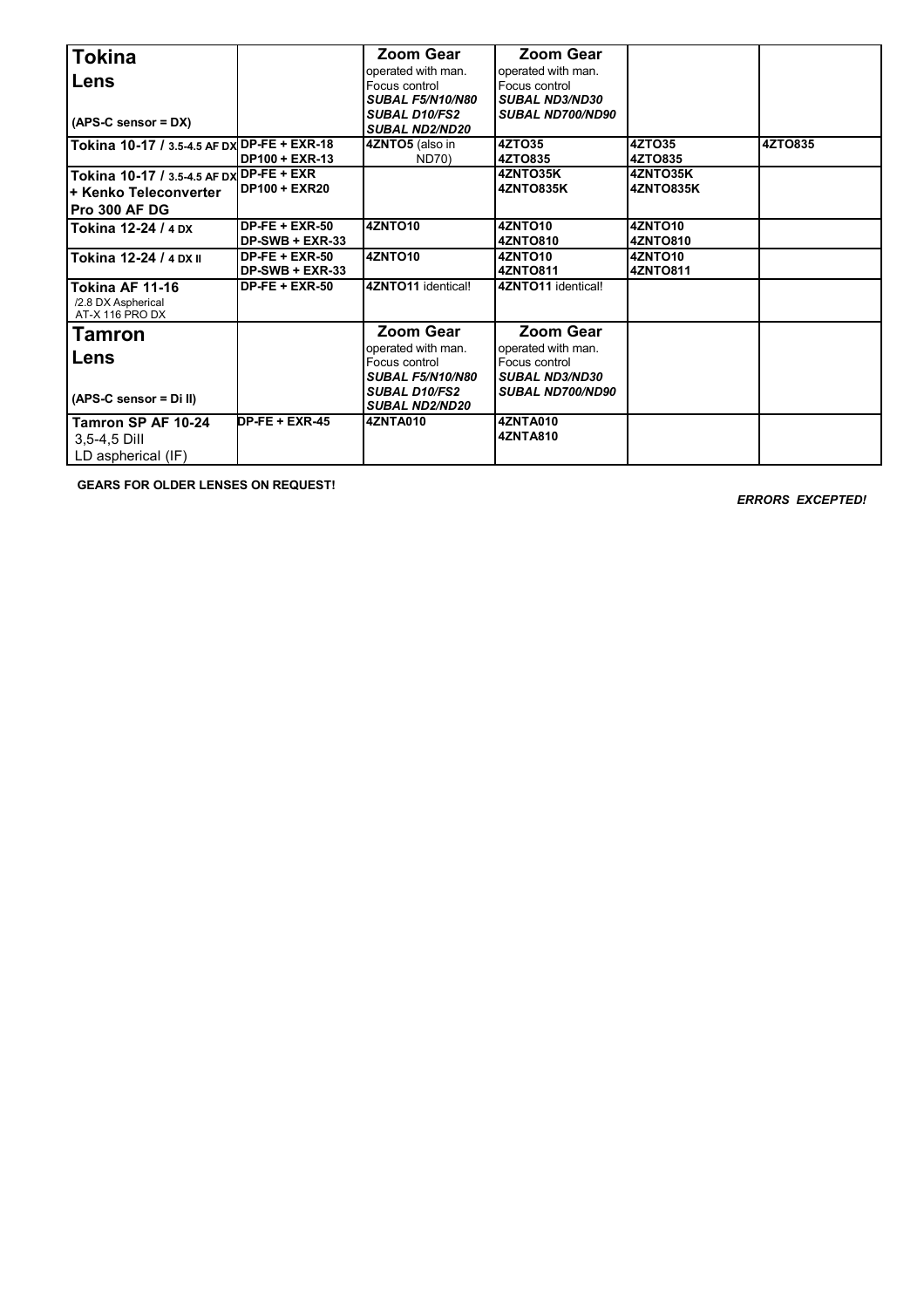| Tokina Lens (APS-C sensor = DX) | | Zoom Gear operated with man. Focus control *SUBAL F5/N10/N80* *SUBAL D10/FS2* *SUBAL ND2/ND20* | Zoom Gear operated with man. Focus control *SUBAL ND3/ND30* *SUBAL ND700/ND90* | | |
|---|---|---|---|---|---|
| **Tokina 10-17 / 3.5-4.5 AF DX** | **DP-FE + EXR-18** **DP100 + EXR-13** | **4ZNTO5** (also in ND70) | **4ZTO35** **4ZTO835** | **4ZTO35** **4ZTO835** | **4ZTO835** |
| **Tokina 10-17 / 3.5-4.5 AF DX + Kenko Teleconverter Pro 300 AF DG** | **DP-FE + EXR** **DP100 + EXR20** | | **4ZNTO35K** **4ZNTO835K** | **4ZNTO35K** **4ZNTO835K** | |
| **Tokina 12-24 / 4 DX** | **DP-FE + EXR-50** **DP-SWB + EXR-33** | **4ZNTO10** | **4ZNTO10** **4ZNTO810** | **4ZNTO10** **4ZNTO810** | |
| **Tokina 12-24 / 4 DX II** | **DP-FE + EXR-50** **DP-SWB + EXR-33** | **4ZNTO10** | **4ZNTO10** **4ZNTO811** | **4ZNTO10** **4ZNTO811** | |
| **Tokina AF 11-16** /2.8 DX Aspherical AT-X 116 PRO DX | **DP-FE + EXR-50** | **4ZNTO11** identical! | **4ZNTO11** identical! | | |
| **Tamron Lens** **(APS-C sensor = Di II)** | | **Zoom Gear** operated with man. Focus control *SUBAL F5/N10/N80* *SUBAL D10/FS2* *SUBAL ND2/ND20* | **Zoom Gear** operated with man. Focus control *SUBAL ND3/ND30* *SUBAL ND700/ND90* | | |
| **Tamron SP AF 10-24** 3,5-4,5 DiII LD aspherical (IF) | **DP-FE + EXR-45** | **4ZNTA010** | **4ZNTA010** **4ZNTA810** | | |

**GEARS FOR OLDER LENSES ON REQUEST!**

***ERRORS EXCEPTED!***